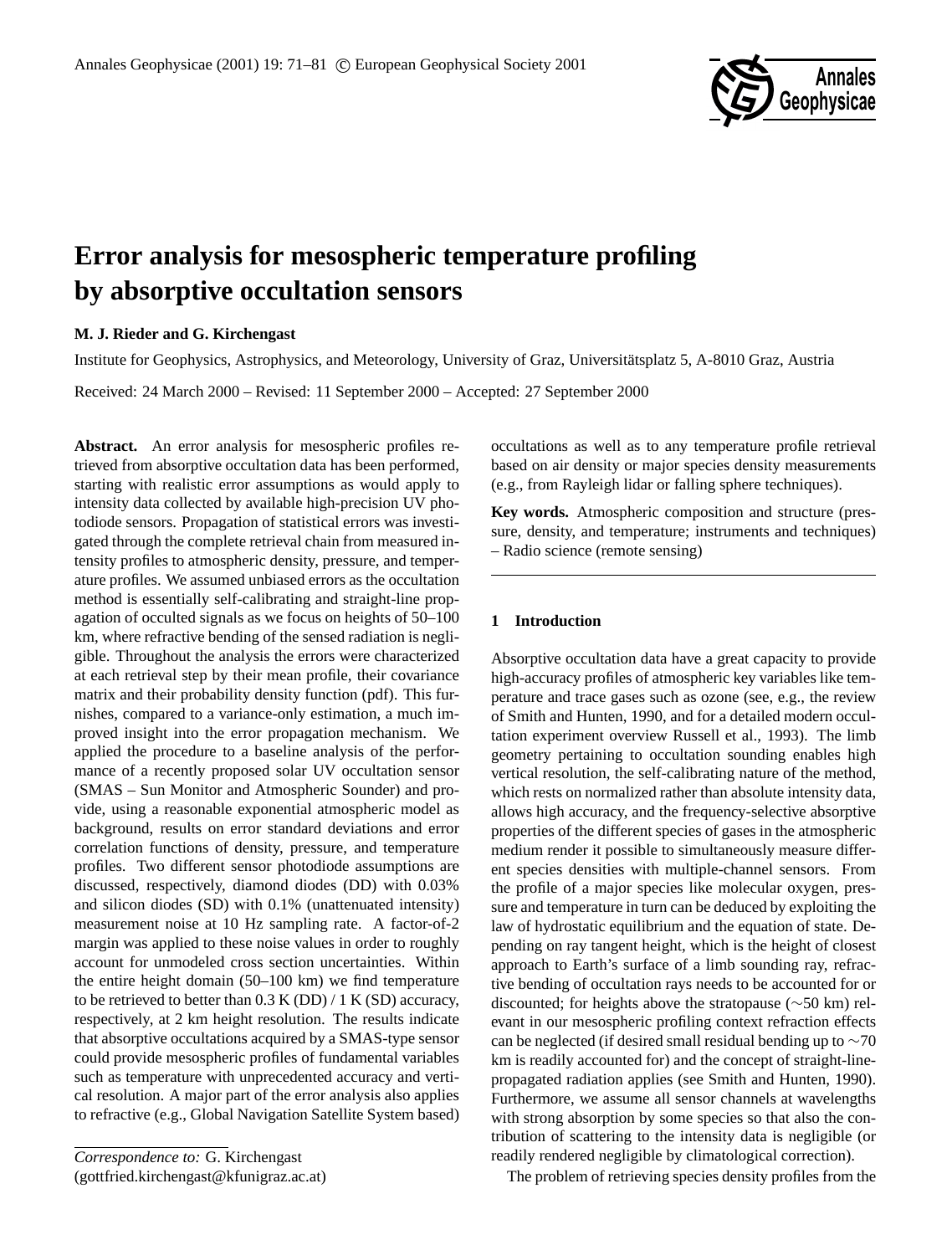# Error analysis for mesospheric temperature profiling by absorptive occultation sensors

**M. J. Rieder and G. Kirchengast**

Institute for Geophysics, Astrophysics, and Meteorology, University of Graz, Universitätsplatz 5, A-8010 Graz, Austria

Received: 24 March 2000 – Revised: 11 September 2000 – Accepted: 27 September 2000

**Abstract.** An error analysis for mesospheric profiles retrieved from absorptive occultation data has been performed, starting with realistic error assumptions as would apply to intensity data collected by available high-precision UV photodiode sensors. Propagation of statistical errors was investigated through the complete retrieval chain from measured intensity profiles to atmospheric density, pressure, and temperature profiles. We assumed unbiased errors as the occultation method is essentially self-calibrating and straight-line propagation of occulted signals as we focus on heights of 50–100 km, where refractive bending of the sensed radiation is negligible. Throughout the analysis the errors were characterized at each retrieval step by their mean profile, their covariance matrix and their probability density function (pdf). This furnishes, compared to a variance-only estimation, a much improved insight into the error propagation mechanism. We applied the procedure to a baseline analysis of the performance of a recently proposed solar UV occultation sensor (SMAS – Sun Monitor and Atmospheric Sounder) and provide, using a reasonable exponential atmospheric model as background, results on error standard deviations and error correlation functions of density, pressure, and temperature profiles. Two different sensor photodiode assumptions are discussed, respectively, diamond diodes (DD) with 0.03% and silicon diodes (SD) with 0.1% (unattenuated intensity) measurement noise at 10 Hz sampling rate. A factor-of-2 margin was applied to these noise values in order to roughly account for unmodeled cross section uncertainties. Within the entire height domain (50–100 km) we find temperature to be retrieved to better than 0.3 K (DD) / 1 K (SD) accuracy, respectively, at 2 km height resolution. The results indicate that absorptive occultations acquired by a SMAS-type sensor could provide mesospheric profiles of fundamental variables such as temperature with unprecedented accuracy and vertical resolution. A major part of the error analysis also applies to refractive (e.g., Global Navigation Satellite System based) occultations as well as to any temperature profile retrieval based on air density or major species density measurements (e.g., from Rayleigh lidar or falling sphere techniques).

**Key words.** Atmospheric composition and structure (pressure, density, and temperature; instruments and techniques) – Radio science (remote sensing)

---

*Correspondence to:* G. Kirchengast
(gottfried.kirchengast@kfunigraz.ac.at)

## 1 Introduction

Absorptive occultation data have a great capacity to provide high-accuracy profiles of atmospheric key variables like temperature and trace gases such as ozone (see, e.g., the review of Smith and Hunten, 1990, and for a detailed modern occultation experiment overview Russell et al., 1993). The limb geometry pertaining to occultation sounding enables high vertical resolution, the self-calibrating nature of the method, which rests on normalized rather than absolute intensity data, allows high accuracy, and the frequency-selective absorptive properties of the different species of gases in the atmospheric medium render it possible to simultaneously measure different species densities with multiple-channel sensors. From the profile of a major species like molecular oxygen, pressure and temperature in turn can be deduced by exploiting the law of hydrostatic equilibrium and the equation of state. Depending on ray tangent height, which is the height of closest approach to Earth's surface of a limb sounding ray, refractive bending of occultation rays needs to be accounted for or discounted; for heights above the stratopause (∼50 km) relevant in our mesospheric profiling context refraction effects can be neglected (if desired small residual bending up to ∼70 km is readily accounted for) and the concept of straight-line-propagated radiation applies (see Smith and Hunten, 1990). Furthermore, we assume all sensor channels at wavelengths with strong absorption by some species so that also the contribution of scattering to the intensity data is negligible (or readily rendered negligible by climatological correction).

The problem of retrieving species density profiles from the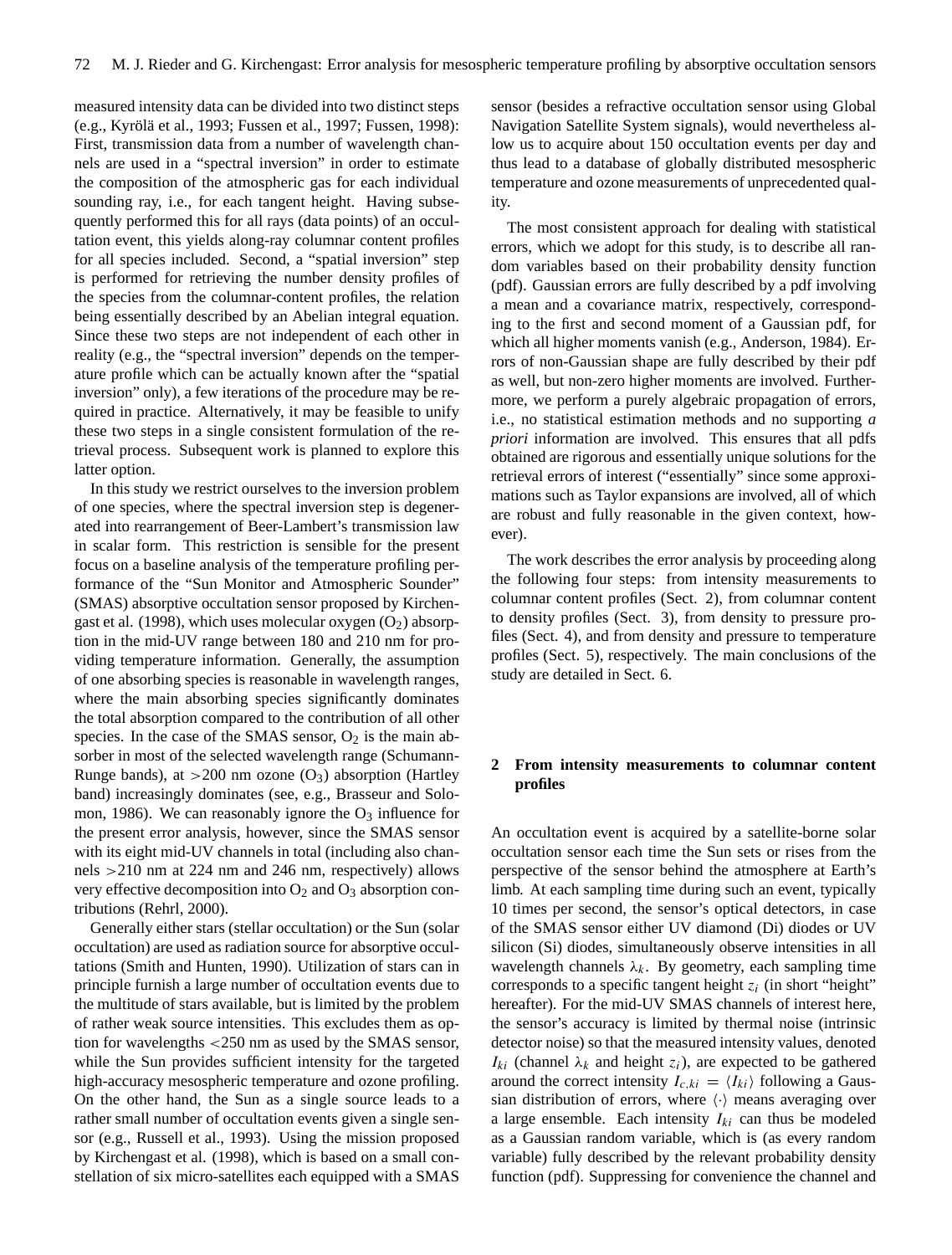measured intensity data can be divided into two distinct steps (e.g., Kyrölä et al., 1993; Fussen et al., 1997; Fussen, 1998): First, transmission data from a number of wavelength channels are used in a "spectral inversion" in order to estimate the composition of the atmospheric gas for each individual sounding ray, i.e., for each tangent height. Having subsequently performed this for all rays (data points) of an occultation event, this yields along-ray columnar content profiles for all species included. Second, a "spatial inversion" step is performed for retrieving the number density profiles of the species from the columnar-content profiles, the relation being essentially described by an Abelian integral equation. Since these two steps are not independent of each other in reality (e.g., the "spectral inversion" depends on the temperature profile which can be actually known after the "spatial inversion" only), a few iterations of the procedure may be required in practice. Alternatively, it may be feasible to unify these two steps in a single consistent formulation of the retrieval process. Subsequent work is planned to explore this latter option.

In this study we restrict ourselves to the inversion problem of one species, where the spectral inversion step is degenerated into rearrangement of Beer-Lambert's transmission law in scalar form. This restriction is sensible for the present focus on a baseline analysis of the temperature profiling performance of the "Sun Monitor and Atmospheric Sounder" (SMAS) absorptive occultation sensor proposed by Kirchengast et al. (1998), which uses molecular oxygen ($O_2$) absorption in the mid-UV range between 180 and 210 nm for providing temperature information. Generally, the assumption of one absorbing species is reasonable in wavelength ranges, where the main absorbing species significantly dominates the total absorption compared to the contribution of all other species. In the case of the SMAS sensor, $O_2$ is the main absorber in most of the selected wavelength range (Schumann-Runge bands), at >200 nm ozone ($O_3$) absorption (Hartley band) increasingly dominates (see, e.g., Brasseur and Solomon, 1986). We can reasonably ignore the $O_3$ influence for the present error analysis, however, since the SMAS sensor with its eight mid-UV channels in total (including also channels >210 nm at 224 nm and 246 nm, respectively) allows very effective decomposition into $O_2$ and $O_3$ absorption contributions (Rehrl, 2000).

Generally either stars (stellar occultation) or the Sun (solar occultation) are used as radiation source for absorptive occultations (Smith and Hunten, 1990). Utilization of stars can in principle furnish a large number of occultation events due to the multitude of stars available, but is limited by the problem of rather weak source intensities. This excludes them as option for wavelengths <250 nm as used by the SMAS sensor, while the Sun provides sufficient intensity for the targeted high-accuracy mesospheric temperature and ozone profiling. On the other hand, the Sun as a single source leads to a rather small number of occultation events given a single sensor (e.g., Russell et al., 1993). Using the mission proposed by Kirchengast et al. (1998), which is based on a small constellation of six micro-satellites each equipped with a SMAS sensor (besides a refractive occultation sensor using Global Navigation Satellite System signals), would nevertheless allow us to acquire about 150 occultation events per day and thus lead to a database of globally distributed mesospheric temperature and ozone measurements of unprecedented quality.

The most consistent approach for dealing with statistical errors, which we adopt for this study, is to describe all random variables based on their probability density function (pdf). Gaussian errors are fully described by a pdf involving a mean and a covariance matrix, respectively, corresponding to the first and second moment of a Gaussian pdf, for which all higher moments vanish (e.g., Anderson, 1984). Errors of non-Gaussian shape are fully described by their pdf as well, but non-zero higher moments are involved. Furthermore, we perform a purely algebraic propagation of errors, i.e., no statistical estimation methods and no supporting *a priori* information are involved. This ensures that all pdfs obtained are rigorous and essentially unique solutions for the retrieval errors of interest ("essentially" since some approximations such as Taylor expansions are involved, all of which are robust and fully reasonable in the given context, however).

The work describes the error analysis by proceeding along the following four steps: from intensity measurements to columnar content profiles (Sect. 2), from columnar content to density profiles (Sect. 3), from density to pressure profiles (Sect. 4), and from density and pressure to temperature profiles (Sect. 5), respectively. The main conclusions of the study are detailed in Sect. 6.

## 2 From intensity measurements to columnar content profiles

An occultation event is acquired by a satellite-borne solar occultation sensor each time the Sun sets or rises from the perspective of the sensor behind the atmosphere at Earth's limb. At each sampling time during such an event, typically 10 times per second, the sensor's optical detectors, in case of the SMAS sensor either UV diamond (Di) diodes or UV silicon (Si) diodes, simultaneously observe intensities in all wavelength channels $\lambda_k$. By geometry, each sampling time corresponds to a specific tangent height $z_i$ (in short "height" hereafter). For the mid-UV SMAS channels of interest here, the sensor's accuracy is limited by thermal noise (intrinsic detector noise) so that the measured intensity values, denoted $I_{ki}$ (channel $\lambda_k$ and height $z_i$), are expected to be gathered around the correct intensity $I_{c,ki} = \langle I_{ki} \rangle$ following a Gaussian distribution of errors, where $\langle \cdot \rangle$ means averaging over a large ensemble. Each intensity $I_{ki}$ can thus be modeled as a Gaussian random variable, which is (as every random variable) fully described by the relevant probability density function (pdf). Suppressing for convenience the channel and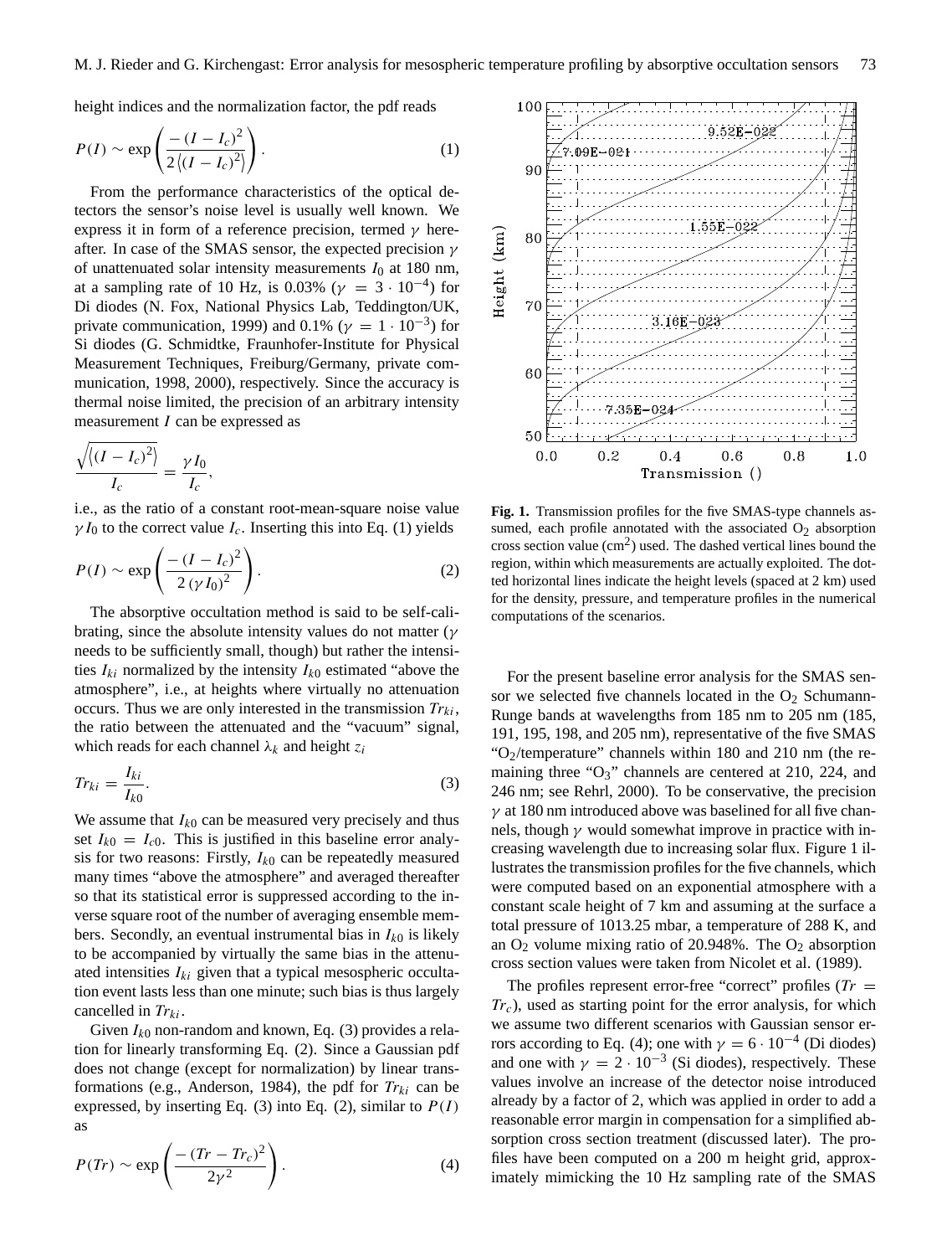height indices and the normalization factor, the pdf reads

$$P(I) \sim \exp\left(\frac{-\left(I - I_c\right)^2}{2\left\langle (I - I_c)^2 \right\rangle}\right). \tag{1}$$

From the performance characteristics of the optical detectors the sensor's noise level is usually well known. We express it in form of a reference precision, termed $\gamma$ hereafter. In case of the SMAS sensor, the expected precision $\gamma$ of unattenuated solar intensity measurements $I_0$ at 180 nm, at a sampling rate of 10 Hz, is 0.03% ($\gamma = 3 \cdot 10^{-4}$) for Di diodes (N. Fox, National Physics Lab, Teddington/UK, private communication, 1999) and 0.1% ($\gamma = 1 \cdot 10^{-3}$) for Si diodes (G. Schmidtke, Fraunhofer-Institute for Physical Measurement Techniques, Freiburg/Germany, private communication, 1998, 2000), respectively. Since the accuracy is thermal noise limited, the precision of an arbitrary intensity measurement $I$ can be expressed as

$$\frac{\sqrt{\left\langle (I - I_c)^2 \right\rangle}}{I_c} = \frac{\gamma I_0}{I_c},$$

i.e., as the ratio of a constant root-mean-square noise value $\gamma I_0$ to the correct value $I_c$. Inserting this into Eq. (1) yields

$$P(I) \sim \exp\left(\frac{-\left(I - I_c\right)^2}{2\left(\gamma I_0\right)^2}\right). \tag{2}$$

The absorptive occultation method is said to be self-calibrating, since the absolute intensity values do not matter ($\gamma$ needs to be sufficiently small, though) but rather the intensities $I_{ki}$ normalized by the intensity $I_{k0}$ estimated "above the atmosphere", i.e., at heights where virtually no attenuation occurs. Thus we are only interested in the transmission $Tr_{ki}$, the ratio between the attenuated and the "vacuum" signal, which reads for each channel $\lambda_k$ and height $z_i$

$$Tr_{ki} = \frac{I_{ki}}{I_{k0}}. \tag{3}$$

We assume that $I_{k0}$ can be measured very precisely and thus set $I_{k0} = I_{c0}$. This is justified in this baseline error analysis for two reasons: Firstly, $I_{k0}$ can be repeatedly measured many times "above the atmosphere" and averaged thereafter so that its statistical error is suppressed according to the inverse square root of the number of averaging ensemble members. Secondly, an eventual instrumental bias in $I_{k0}$ is likely to be accompanied by virtually the same bias in the attenuated intensities $I_{ki}$ given that a typical mesospheric occultation event lasts less than one minute; such bias is thus largely cancelled in $Tr_{ki}$.

Given $I_{k0}$ non-random and known, Eq. (3) provides a relation for linearly transforming Eq. (2). Since a Gaussian pdf does not change (except for normalization) by linear transformations (e.g., Anderson, 1984), the pdf for $Tr_{ki}$ can be expressed, by inserting Eq. (3) into Eq. (2), similar to $P(I)$ as

$$P(Tr) \sim \exp\left(\frac{-\left(Tr - Tr_c\right)^2}{2\gamma^2}\right). \tag{4}$$

**Fig. 1.** Transmission profiles for the five SMAS-type channels assumed, each profile annotated with the associated $O_2$ absorption cross section value (cm$^2$) used. The dashed vertical lines bound the region, within which measurements are actually exploited. The dotted horizontal lines indicate the height levels (spaced at 2 km) used for the density, pressure, and temperature profiles in the numerical computations of the scenarios.

For the present baseline error analysis for the SMAS sensor we selected five channels located in the $O_2$ Schumann-Runge bands at wavelengths from 185 nm to 205 nm (185, 191, 195, 198, and 205 nm), representative of the five SMAS "$O_2$/temperature" channels within 180 and 210 nm (the remaining three "$O_3$" channels are centered at 210, 224, and 246 nm; see Rehrl, 2000). To be conservative, the precision $\gamma$ at 180 nm introduced above was baselined for all five channels, though $\gamma$ would somewhat improve in practice with increasing wavelength due to increasing solar flux. Figure 1 illustrates the transmission profiles for the five channels, which were computed based on an exponential atmosphere with a constant scale height of 7 km and assuming at the surface a total pressure of 1013.25 mbar, a temperature of 288 K, and an $O_2$ volume mixing ratio of 20.948%. The $O_2$ absorption cross section values were taken from Nicolet et al. (1989).

The profiles represent error-free "correct" profiles ($Tr = Tr_c$), used as starting point for the error analysis, for which we assume two different scenarios with Gaussian sensor errors according to Eq. (4); one with $\gamma = 6 \cdot 10^{-4}$ (Di diodes) and one with $\gamma = 2 \cdot 10^{-3}$ (Si diodes), respectively. These values involve an increase of the detector noise introduced already by a factor of 2, which was applied in order to add a reasonable error margin in compensation for a simplified absorption cross section treatment (discussed later). The profiles have been computed on a 200 m height grid, approximately mimicking the 10 Hz sampling rate of the SMAS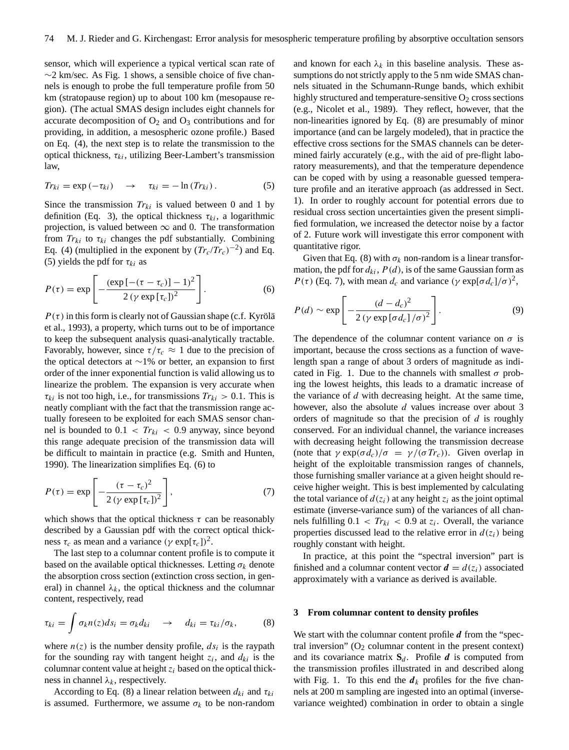sensor, which will experience a typical vertical scan rate of ~2 km/sec. As Fig. 1 shows, a sensible choice of five channels is enough to probe the full temperature profile from 50 km (stratopause region) up to about 100 km (mesopause region). (The actual SMAS design includes eight channels for accurate decomposition of $O_2$ and $O_3$ contributions and for providing, in addition, a mesospheric ozone profile.) Based on Eq. (4), the next step is to relate the transmission to the optical thickness, $\tau_{ki}$, utilizing Beer-Lambert's transmission law,

$$Tr_{ki} = \exp\left(-\tau_{ki}\right) \quad \rightarrow \quad \tau_{ki} = -\ln\left(Tr_{ki}\right). \tag{5}$$

Since the transmission $Tr_{ki}$ is valued between 0 and 1 by definition (Eq. 3), the optical thickness $\tau_{ki}$, a logarithmic projection, is valued between $\infty$ and 0. The transformation from $Tr_{ki}$ to $\tau_{ki}$ changes the pdf substantially. Combining Eq. (4) (multiplied in the exponent by $(Tr_c/Tr_c)^{-2}$) and Eq. (5) yields the pdf for $\tau_{ki}$ as

$$P(\tau) = \exp\left[-\frac{\left(\exp\left[-(\tau-\tau_c)\right]-1\right)^2}{2\left(\gamma\exp\left[\tau_c\right]\right)^2}\right]. \tag{6}$$

$P(\tau)$ in this form is clearly not of Gaussian shape (c.f. Kyrölä et al., 1993), a property, which turns out to be of importance to keep the subsequent analysis quasi-analytically tractable. Favorably, however, since $\tau/\tau_c \approx 1$ due to the precision of the optical detectors at ~1% or better, an expansion to first order of the inner exponential function is valid allowing us to linearize the problem. The expansion is very accurate when $\tau_{ki}$ is not too high, i.e., for transmissions $Tr_{ki} > 0.1$. This is neatly compliant with the fact that the transmission range actually foreseen to be exploited for each SMAS sensor channel is bounded to $0.1 < Tr_{ki} < 0.9$ anyway, since beyond this range adequate precision of the transmission data will be difficult to maintain in practice (e.g. Smith and Hunten, 1990). The linearization simplifies Eq. (6) to

$$P(\tau) = \exp\left[-\frac{(\tau-\tau_c)^2}{2\left(\gamma\exp\left[\tau_c\right]\right)^2}\right], \tag{7}$$

which shows that the optical thickness $\tau$ can be reasonably described by a Gaussian pdf with the correct optical thickness $\tau_c$ as mean and a variance $(\gamma\exp[\tau_c])^2$.

The last step to a columnar content profile is to compute it based on the available optical thicknesses. Letting $\sigma_k$ denote the absorption cross section (extinction cross section, in general) in channel $\lambda_k$, the optical thickness and the columnar content, respectively, read

$$\tau_{ki} = \int \sigma_k n(z) ds_i = \sigma_k d_{ki} \quad \rightarrow \quad d_{ki} = \tau_{ki}/\sigma_k, \tag{8}$$

where $n(z)$ is the number density profile, $ds_i$ is the raypath for the sounding ray with tangent height $z_i$, and $d_{ki}$ is the columnar content value at height $z_i$ based on the optical thickness in channel $\lambda_k$, respectively.

According to Eq. (8) a linear relation between $d_{ki}$ and $\tau_{ki}$ is assumed. Furthermore, we assume $\sigma_k$ to be non-random and known for each $\lambda_k$ in this baseline analysis. These assumptions do not strictly apply to the 5 nm wide SMAS channels situated in the Schumann-Runge bands, which exhibit highly structured and temperature-sensitive $O_2$ cross sections (e.g., Nicolet et al., 1989). They reflect, however, that the non-linearities ignored by Eq. (8) are presumably of minor importance (and can be largely modeled), that in practice the effective cross sections for the SMAS channels can be determined fairly accurately (e.g., with the aid of pre-flight laboratory measurements), and that the temperature dependence can be coped with by using a reasonable guessed temperature profile and an iterative approach (as addressed in Sect. 1). In order to roughly account for potential errors due to residual cross section uncertainties given the present simplified formulation, we increased the detector noise by a factor of 2. Future work will investigate this error component with quantitative rigor.

Given that Eq. (8) with $\sigma_k$ non-random is a linear transformation, the pdf for $d_{ki}$, $P(d)$, is of the same Gaussian form as $P(\tau)$ (Eq. 7), with mean $d_c$ and variance $(\gamma\exp[\sigma d_c]/\sigma)^2$,

$$P(d) \sim \exp\left[-\frac{(d-d_c)^2}{2\left(\gamma\exp\left[\sigma d_c\right]/\sigma\right)^2}\right]. \tag{9}$$

The dependence of the columnar content variance on $\sigma$ is important, because the cross sections as a function of wavelength span a range of about 3 orders of magnitude as indicated in Fig. 1. Due to the channels with smallest $\sigma$ probing the lowest heights, this leads to a dramatic increase of the variance of $d$ with decreasing height. At the same time, however, also the absolute $d$ values increase over about 3 orders of magnitude so that the precision of $d$ is roughly conserved. For an individual channel, the variance increases with decreasing height following the transmission decrease (note that $\gamma\exp(\sigma d_c)/\sigma = \gamma/(\sigma Tr_c)$). Given overlap in height of the exploitable transmission ranges of channels, those furnishing smaller variance at a given height should receive higher weight. This is best implemented by calculating the total variance of $d(z_i)$ at any height $z_i$ as the joint optimal estimate (inverse-variance sum) of the variances of all channels fulfilling $0.1 < Tr_{ki} < 0.9$ at $z_i$. Overall, the variance properties discussed lead to the relative error in $d(z_i)$ being roughly constant with height.

In practice, at this point the "spectral inversion" part is finished and a columnar content vector $\boldsymbol{d} = d(z_i)$ associated approximately with a variance as derived is available.

## 3 From columnar content to density profiles

We start with the columnar content profile $\boldsymbol{d}$ from the "spectral inversion" ($O_2$ columnar content in the present context) and its covariance matrix $\mathbf{S}_d$. Profile $\boldsymbol{d}$ is computed from the transmission profiles illustrated in and described along with Fig. 1. To this end the $\boldsymbol{d}_k$ profiles for the five channels at 200 m sampling are ingested into an optimal (inverse-variance weighted) combination in order to obtain a single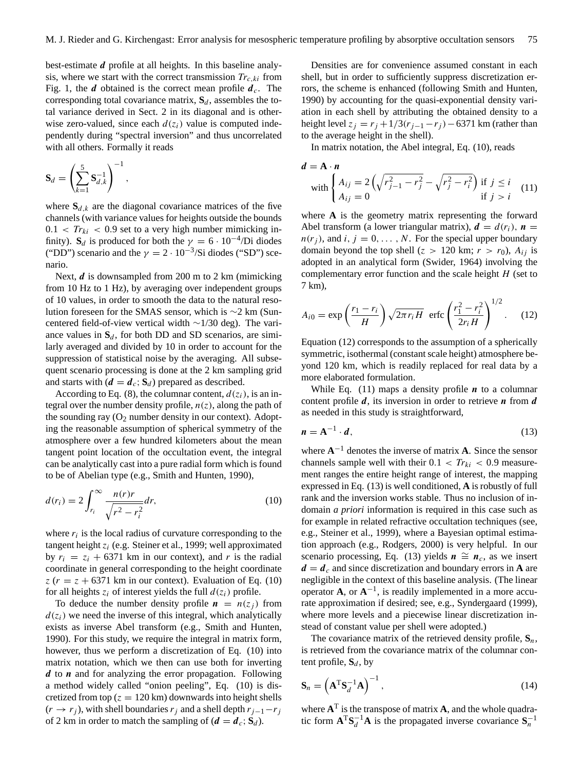best-estimate $\boldsymbol{d}$ profile at all heights. In this baseline analysis, where we start with the correct transmission $Tr_{c,ki}$ from Fig. 1, the $\boldsymbol{d}$ obtained is the correct mean profile $\boldsymbol{d}_c$. The corresponding total covariance matrix, $\mathbf{S}_d$, assembles the total variance derived in Sect. 2 in its diagonal and is otherwise zero-valued, since each $d(z_i)$ value is computed independently during "spectral inversion" and thus uncorrelated with all others. Formally it reads

$$\mathbf{S}_d = \left( \sum_{k=1}^{5} \mathbf{S}_{d,k}^{-1} \right)^{-1},$$

where $\mathbf{S}_{d,k}$ are the diagonal covariance matrices of the five channels (with variance values for heights outside the bounds $0.1 < Tr_{ki} < 0.9$ set to a very high number mimicking infinity). $\mathbf{S}_d$ is produced for both the $\gamma = 6 \cdot 10^{-4}$/Di diodes ("DD") scenario and the $\gamma = 2 \cdot 10^{-3}$/Si diodes ("SD") scenario.

Next, $\boldsymbol{d}$ is downsampled from 200 m to 2 km (mimicking from 10 Hz to 1 Hz), by averaging over independent groups of 10 values, in order to smooth the data to the natural resolution foreseen for the SMAS sensor, which is ~2 km (Sun-centered field-of-view vertical width ~1/30 deg). The variance values in $\mathbf{S}_d$, for both DD and SD scenarios, are similarly averaged and divided by 10 in order to account for the suppression of statistical noise by the averaging. All subsequent scenario processing is done at the 2 km sampling grid and starts with ($\boldsymbol{d} = \boldsymbol{d}_c$; $\mathbf{S}_d$) prepared as described.

According to Eq. (8), the columnar content, $d(z_i)$, is an integral over the number density profile, $n(z)$, along the path of the sounding ray ($O_2$ number density in our context). Adopting the reasonable assumption of spherical symmetry of the atmosphere over a few hundred kilometers about the mean tangent point location of the occultation event, the integral can be analytically cast into a pure radial form which is found to be of Abelian type (e.g., Smith and Hunten, 1990),

$$d(r_i) = 2 \int_{r_i}^{\infty} \frac{n(r) r}{\sqrt{r^2 - r_i^2}} dr, \tag{10}$$

where $r_i$ is the local radius of curvature corresponding to the tangent height $z_i$ (e.g. Steiner et al., 1999; well approximated by $r_i = z_i + 6371$ km in our context), and $r$ is the radial coordinate in general corresponding to the height coordinate $z$ ($r = z + 6371$ km in our context). Evaluation of Eq. (10) for all heights $z_i$ of interest yields the full $d(z_i)$ profile.

To deduce the number density profile $\boldsymbol{n} = n(z_j)$ from $d(z_i)$ we need the inverse of this integral, which analytically exists as inverse Abel transform (e.g., Smith and Hunten, 1990). For this study, we require the integral in matrix form, however, thus we perform a discretization of Eq. (10) into matrix notation, which we then can use both for inverting $\boldsymbol{d}$ to $\boldsymbol{n}$ and for analyzing the error propagation. Following a method widely called "onion peeling", Eq. (10) is discretized from top ($z = 120$ km) downwards into height shells ($r \to r_j$), with shell boundaries $r_j$ and a shell depth $r_{j-1} - r_j$ of 2 km in order to match the sampling of ($\boldsymbol{d} = \boldsymbol{d}_c$; $\mathbf{S}_d$).

Densities are for convenience assumed constant in each shell, but in order to sufficiently suppress discretization errors, the scheme is enhanced (following Smith and Hunten, 1990) by accounting for the quasi-exponential density variation in each shell by attributing the obtained density to a height level $z_j = r_j + 1/3(r_{j-1} - r_j) - 6371$ km (rather than to the average height in the shell).

In matrix notation, the Abel integral, Eq. (10), reads

$$\boldsymbol{d} = \mathbf{A} \cdot \boldsymbol{n}$$
$$\text{with} \begin{cases} A_{ij} = 2 \left( \sqrt{r_{j-1}^2 - r_j^2} - \sqrt{r_j^2 - r_i^2} \right) & \text{if } j \le i \\ A_{ij} = 0 & \text{if } j > i \end{cases} \tag{11}$$

where $\mathbf{A}$ is the geometry matrix representing the forward Abel transform (a lower triangular matrix), $\boldsymbol{d} = d(r_i)$, $\boldsymbol{n} = n(r_j)$, and $i, j = 0, \ldots, N$. For the special upper boundary domain beyond the top shell ($z > 120$ km; $r > r_0$), $A_{ij}$ is adopted in an analytical form (Swider, 1964) involving the complementary error function and the scale height $H$ (set to 7 km),

$$A_{i0} = \exp\left( \frac{r_1 - r_i}{H} \right) \sqrt{2\pi r_i H} \;\; \mathrm{erfc} \left( \frac{r_1^2 - r_i^2}{2 r_i H} \right)^{1/2}. \tag{12}$$

Equation (12) corresponds to the assumption of a spherically symmetric, isothermal (constant scale height) atmosphere beyond 120 km, which is readily replaced for real data by a more elaborated formulation.

While Eq. (11) maps a density profile $\boldsymbol{n}$ to a columnar content profile $\boldsymbol{d}$, its inversion in order to retrieve $\boldsymbol{n}$ from $\boldsymbol{d}$ as needed in this study is straightforward,

$$\boldsymbol{n} = \mathbf{A}^{-1} \cdot \boldsymbol{d}, \tag{13}$$

where $\mathbf{A}^{-1}$ denotes the inverse of matrix $\mathbf{A}$. Since the sensor channels sample well with their $0.1 < Tr_{ki} < 0.9$ measurement ranges the entire height range of interest, the mapping expressed in Eq. (13) is well conditioned, $\mathbf{A}$ is robustly of full rank and the inversion works stable. Thus no inclusion of in-domain *a priori* information is required in this case such as for example in related refractive occultation techniques (see, e.g., Steiner et al., 1999), where a Bayesian optimal estimation approach (e.g., Rodgers, 2000) is very helpful. In our scenario processing, Eq. (13) yields $\boldsymbol{n} \cong \boldsymbol{n}_c$, as we insert $\boldsymbol{d} = \boldsymbol{d}_c$ and since discretization and boundary errors in $\mathbf{A}$ are negligible in the context of this baseline analysis. (The linear operator $\mathbf{A}$, or $\mathbf{A}^{-1}$, is readily implemented in a more accurate approximation if desired; see, e.g., Syndergaard (1999), where more levels and a piecewise linear discretization instead of constant value per shell were adopted.)

The covariance matrix of the retrieved density profile, $\mathbf{S}_n$, is retrieved from the covariance matrix of the columnar content profile, $\mathbf{S}_d$, by

$$\mathbf{S}_n = \left( \mathbf{A}^{\mathrm{T}} \mathbf{S}_d^{-1} \mathbf{A} \right)^{-1}, \tag{14}$$

where $\mathbf{A}^{\mathrm{T}}$ is the transpose of matrix $\mathbf{A}$, and the whole quadratic form $\mathbf{A}^{\mathrm{T}} \mathbf{S}_d^{-1} \mathbf{A}$ is the propagated inverse covariance $\mathbf{S}_n^{-1}$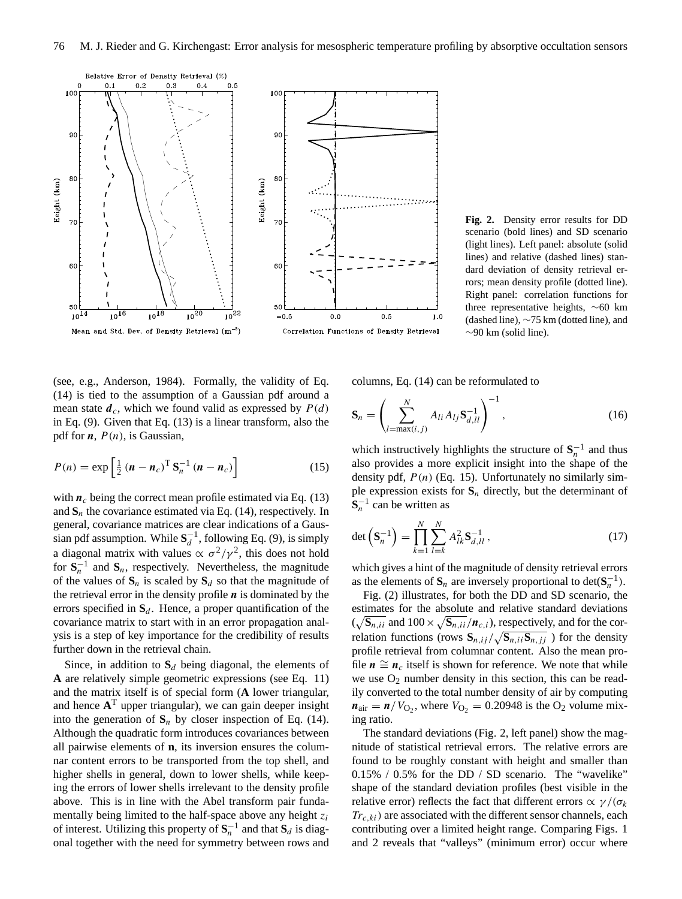Fig. 2. Density error results for DD scenario (bold lines) and SD scenario (light lines). Left panel: absolute (solid lines) and relative (dashed lines) standard deviation of density retrieval errors; mean density profile (dotted line). Right panel: correlation functions for three representative heights, ∼60 km (dashed line), ∼75 km (dotted line), and ∼90 km (solid line).

(see, e.g., Anderson, 1984). Formally, the validity of Eq. (14) is tied to the assumption of a Gaussian pdf around a mean state $\boldsymbol{d}_c$, which we found valid as expressed by $P(d)$ in Eq. (9). Given that Eq. (13) is a linear transform, also the pdf for $\boldsymbol{n}$, $P(n)$, is Gaussian,

$$P(n) = \exp\left[\tfrac{1}{2}\left(\boldsymbol{n} - \boldsymbol{n}_c\right)^{\mathrm{T}} \mathbf{S}_n^{-1} \left(\boldsymbol{n} - \boldsymbol{n}_c\right)\right] \tag{15}$$

with $\boldsymbol{n}_c$ being the correct mean profile estimated via Eq. (13) and $\mathbf{S}_n$ the covariance estimated via Eq. (14), respectively. In general, covariance matrices are clear indications of a Gaussian pdf assumption. While $\mathbf{S}_d^{-1}$, following Eq. (9), is simply a diagonal matrix with values $\propto \sigma^2/\gamma^2$, this does not hold for $\mathbf{S}_n^{-1}$ and $\mathbf{S}_n$, respectively. Nevertheless, the magnitude of the values of $\mathbf{S}_n$ is scaled by $\mathbf{S}_d$ so that the magnitude of the retrieval error in the density profile $\boldsymbol{n}$ is dominated by the errors specified in $\mathbf{S}_d$. Hence, a proper quantification of the covariance matrix to start with in an error propagation analysis is a step of key importance for the credibility of results further down in the retrieval chain.

Since, in addition to $\mathbf{S}_d$ being diagonal, the elements of $\mathbf{A}$ are relatively simple geometric expressions (see Eq. 11) and the matrix itself is of special form ($\mathbf{A}$ lower triangular, and hence $\mathbf{A}^{\mathrm{T}}$ upper triangular), we can gain deeper insight into the generation of $\mathbf{S}_n$ by closer inspection of Eq. (14). Although the quadratic form introduces covariances between all pairwise elements of $\mathbf{n}$, its inversion ensures the columnar content errors to be transported from the top shell, and higher shells in general, down to lower shells, while keeping the errors of lower shells irrelevant to the density profile above. This is in line with the Abel transform pair fundamentally being limited to the half-space above any height $z_i$ of interest. Utilizing this property of $\mathbf{S}_n^{-1}$ and that $\mathbf{S}_d$ is diagonal together with the need for symmetry between rows and columns, Eq. (14) can be reformulated to

$$\mathbf{S}_n = \left(\sum_{l=\max(i,j)}^{N} A_{li} A_{lj} \mathbf{S}_{d,ll}^{-1}\right)^{-1}, \tag{16}$$

which instructively highlights the structure of $\mathbf{S}_n^{-1}$ and thus also provides a more explicit insight into the shape of the density pdf, $P(n)$ (Eq. 15). Unfortunately no similarly simple expression exists for $\mathbf{S}_n$ directly, but the determinant of $\mathbf{S}_n^{-1}$ can be written as

$$\det\left(\mathbf{S}_n^{-1}\right) = \prod_{k=1}^{N} \sum_{l=k}^{N} A_{lk}^2 \mathbf{S}_{d,ll}^{-1}, \tag{17}$$

which gives a hint of the magnitude of density retrieval errors as the elements of $\mathbf{S}_n$ are inversely proportional to $\det(\mathbf{S}_n^{-1})$.

Fig. (2) illustrates, for both the DD and SD scenario, the estimates for the absolute and relative standard deviations ($\sqrt{\mathbf{S}_{n,ii}}$ and $100 \times \sqrt{\mathbf{S}_{n,ii}}/\boldsymbol{n}_{c,i}$), respectively, and for the correlation functions (rows $\mathbf{S}_{n,ij}/\sqrt{\mathbf{S}_{n,ii}\mathbf{S}_{n,jj}}$ ) for the density profile retrieval from columnar content. Also the mean profile $\boldsymbol{n} \cong \boldsymbol{n}_c$ itself is shown for reference. We note that while we use $O_2$ number density in this section, this can be readily converted to the total number density of air by computing $\boldsymbol{n}_{\mathrm{air}} = \boldsymbol{n}/V_{O_2}$, where $V_{O_2} = 0.20948$ is the $O_2$ volume mixing ratio.

The standard deviations (Fig. 2, left panel) show the magnitude of statistical retrieval errors. The relative errors are found to be roughly constant with height and smaller than 0.15% / 0.5% for the DD / SD scenario. The "wavelike" shape of the standard deviation profiles (best visible in the relative error) reflects the fact that different errors $\propto \gamma/(\sigma_k\ Tr_{c,ki})$ are associated with the different sensor channels, each contributing over a limited height range. Comparing Figs. 1 and 2 reveals that "valleys" (minimum error) occur where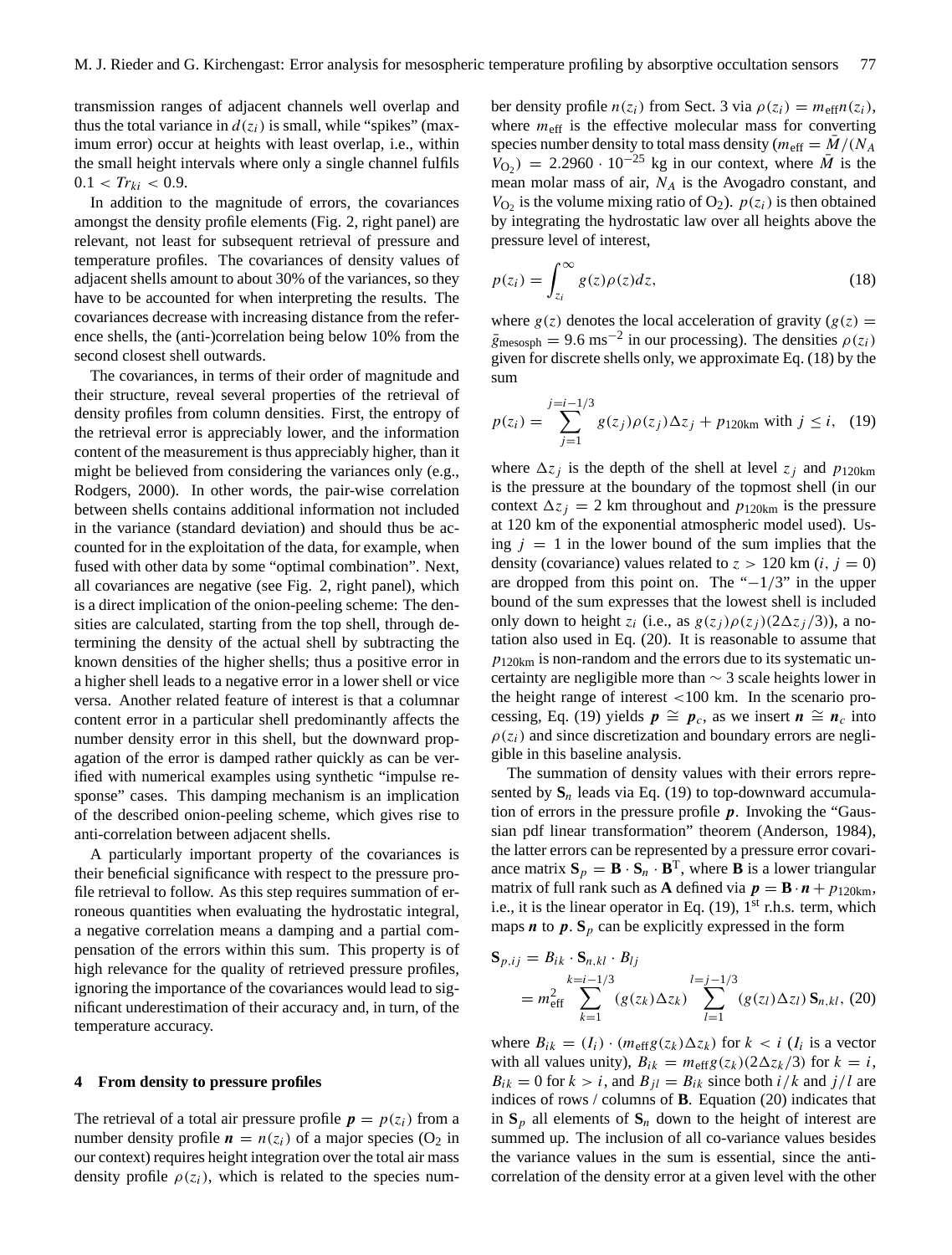transmission ranges of adjacent channels well overlap and thus the total variance in $d(z_i)$ is small, while "spikes" (maximum error) occur at heights with least overlap, i.e., within the small height intervals where only a single channel fulfils $0.1 < Tr_{ki} < 0.9$.

In addition to the magnitude of errors, the covariances amongst the density profile elements (Fig. 2, right panel) are relevant, not least for subsequent retrieval of pressure and temperature profiles. The covariances of density values of adjacent shells amount to about 30% of the variances, so they have to be accounted for when interpreting the results. The covariances decrease with increasing distance from the reference shells, the (anti-)correlation being below 10% from the second closest shell outwards.

The covariances, in terms of their order of magnitude and their structure, reveal several properties of the retrieval of density profiles from column densities. First, the entropy of the retrieval error is appreciably lower, and the information content of the measurement is thus appreciably higher, than it might be believed from considering the variances only (e.g., Rodgers, 2000). In other words, the pair-wise correlation between shells contains additional information not included in the variance (standard deviation) and should thus be accounted for in the exploitation of the data, for example, when fused with other data by some "optimal combination". Next, all covariances are negative (see Fig. 2, right panel), which is a direct implication of the onion-peeling scheme: The densities are calculated, starting from the top shell, through determining the density of the actual shell by subtracting the known densities of the higher shells; thus a positive error in a higher shell leads to a negative error in a lower shell or vice versa. Another related feature of interest is that a columnar content error in a particular shell predominantly affects the number density error in this shell, but the downward propagation of the error is damped rather quickly as can be verified with numerical examples using synthetic "impulse response" cases. This damping mechanism is an implication of the described onion-peeling scheme, which gives rise to anti-correlation between adjacent shells.

A particularly important property of the covariances is their beneficial significance with respect to the pressure profile retrieval to follow. As this step requires summation of erroneous quantities when evaluating the hydrostatic integral, a negative correlation means a damping and a partial compensation of the errors within this sum. This property is of high relevance for the quality of retrieved pressure profiles, ignoring the importance of the covariances would lead to significant underestimation of their accuracy and, in turn, of the temperature accuracy.

## 4 From density to pressure profiles

The retrieval of a total air pressure profile $\boldsymbol{p} = p(z_i)$ from a number density profile $\boldsymbol{n} = n(z_i)$ of a major species ($O_2$ in our context) requires height integration over the total air mass density profile $\rho(z_i)$, which is related to the species number density profile $n(z_i)$ from Sect. 3 via $\rho(z_i) = m_{\text{eff}} n(z_i)$, where $m_{\text{eff}}$ is the effective molecular mass for converting species number density to total mass density ($m_{\text{eff}} = \bar{M}/(N_A V_{O_2}) = 2.2960 \cdot 10^{-25}$ kg in our context, where $\bar{M}$ is the mean molar mass of air, $N_A$ is the Avogadro constant, and $V_{O_2}$ is the volume mixing ratio of $O_2$). $p(z_i)$ is then obtained by integrating the hydrostatic law over all heights above the pressure level of interest,

$$p(z_i) = \int_{z_i}^{\infty} g(z)\rho(z)dz, \tag{18}$$

where $g(z)$ denotes the local acceleration of gravity ($g(z) = \bar{g}_{\text{mesosph}} = 9.6\ \text{ms}^{-2}$ in our processing). The densities $\rho(z_i)$ given for discrete shells only, we approximate Eq. (18) by the sum

$$p(z_i) = \sum_{j=1}^{j=i-1/3} g(z_j)\rho(z_j)\Delta z_j + p_{120\text{km}} \text{ with } j \le i, \tag{19}$$

where $\Delta z_j$ is the depth of the shell at level $z_j$ and $p_{120\text{km}}$ is the pressure at the boundary of the topmost shell (in our context $\Delta z_j = 2$ km throughout and $p_{120\text{km}}$ is the pressure at 120 km of the exponential atmospheric model used). Using $j = 1$ in the lower bound of the sum implies that the density (covariance) values related to $z > 120$ km ($i, j = 0$) are dropped from this point on. The "$-1/3$" in the upper bound of the sum expresses that the lowest shell is included only down to height $z_i$ (i.e., as $g(z_j)\rho(z_j)(2\Delta z_j/3)$), a notation also used in Eq. (20). It is reasonable to assume that $p_{120\text{km}}$ is non-random and the errors due to its systematic uncertainty are negligible more than $\sim 3$ scale heights lower in the height range of interest $<100$ km. In the scenario processing, Eq. (19) yields $\boldsymbol{p} \cong \boldsymbol{p}_c$, as we insert $\boldsymbol{n} \cong \boldsymbol{n}_c$ into $\rho(z_i)$ and since discretization and boundary errors are negligible in this baseline analysis.

The summation of density values with their errors represented by $\mathbf{S}_n$ leads via Eq. (19) to top-downward accumulation of errors in the pressure profile $\boldsymbol{p}$. Invoking the "Gaussian pdf linear transformation" theorem (Anderson, 1984), the latter errors can be represented by a pressure error covariance matrix $\mathbf{S}_p = \mathbf{B} \cdot \mathbf{S}_n \cdot \mathbf{B}^{\text{T}}$, where $\mathbf{B}$ is a lower triangular matrix of full rank such as $\mathbf{A}$ defined via $\boldsymbol{p} = \mathbf{B} \cdot \boldsymbol{n} + p_{120\text{km}}$, i.e., it is the linear operator in Eq. (19), 1st r.h.s. term, which maps $\boldsymbol{n}$ to $\boldsymbol{p}$. $\mathbf{S}_p$ can be explicitly expressed in the form

$$\begin{aligned}\mathbf{S}_{p,ij} &= B_{ik} \cdot \mathbf{S}_{n,kl} \cdot B_{lj} \\ &= m_{\text{eff}}^2 \sum_{k=1}^{k=i-1/3} (g(z_k)\Delta z_k) \sum_{l=1}^{l=j-1/3} (g(z_l)\Delta z_l)\, \mathbf{S}_{n,kl},\end{aligned} \tag{20}$$

where $B_{ik} = (I_i) \cdot (m_{\text{eff}} g(z_k)\Delta z_k)$ for $k < i$ ($I_i$ is a vector with all values unity), $B_{ik} = m_{\text{eff}} g(z_k)(2\Delta z_k/3)$ for $k = i$, $B_{ik} = 0$ for $k > i$, and $B_{jl} = B_{ik}$ since both $i/k$ and $j/l$ are indices of rows / columns of $\mathbf{B}$. Equation (20) indicates that in $\mathbf{S}_p$ all elements of $\mathbf{S}_n$ down to the height of interest are summed up. The inclusion of all co-variance values besides the variance values in the sum is essential, since the anti-correlation of the density error at a given level with the other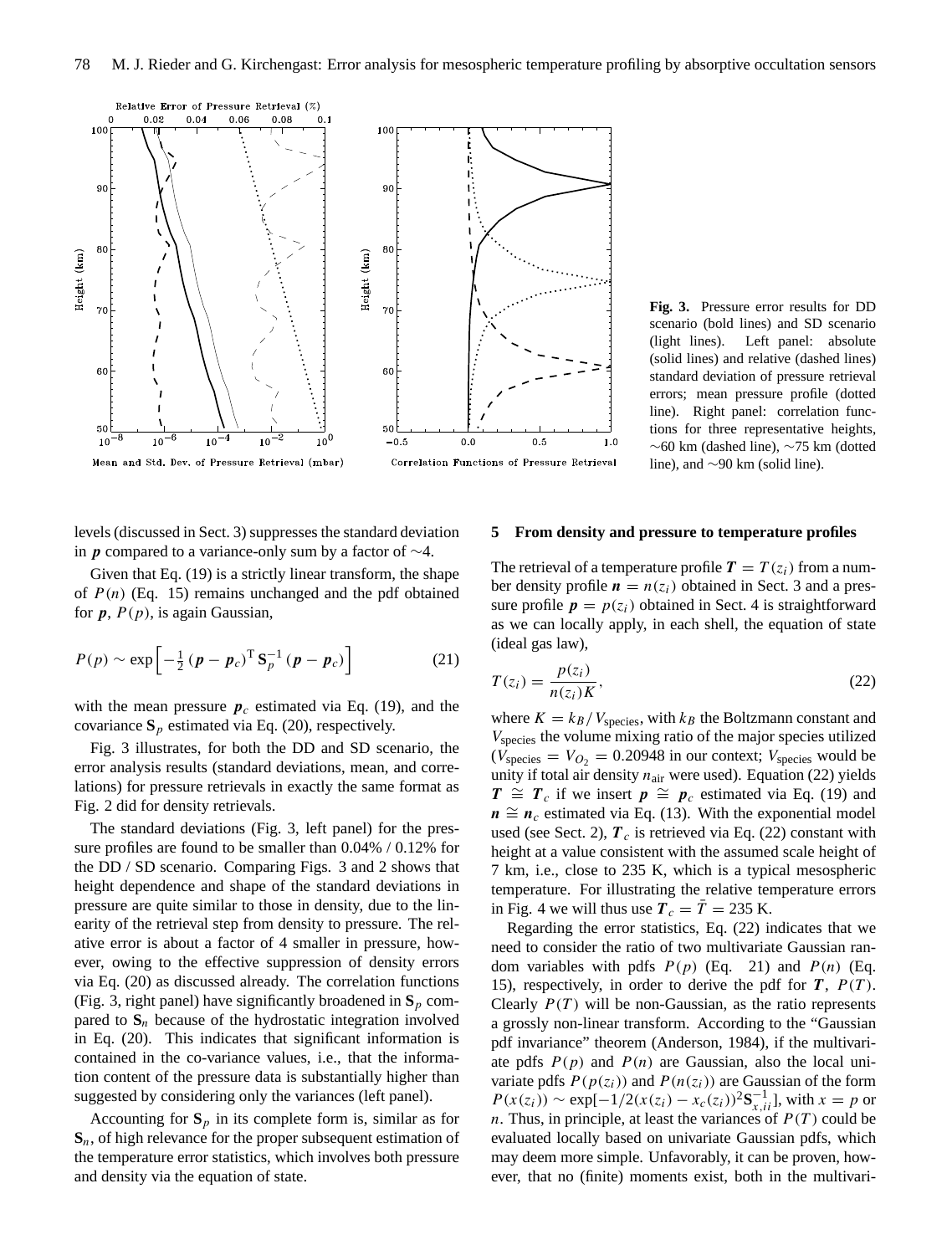Fig. 3. Pressure error results for DD scenario (bold lines) and SD scenario (light lines). Left panel: absolute (solid lines) and relative (dashed lines) standard deviation of pressure retrieval errors; mean pressure profile (dotted line). Right panel: correlation functions for three representative heights, ∼60 km (dashed line), ∼75 km (dotted line), and ∼90 km (solid line).

levels (discussed in Sect. 3) suppresses the standard deviation in $\boldsymbol{p}$ compared to a variance-only sum by a factor of ∼4.

Given that Eq. (19) is a strictly linear transform, the shape of $P(n)$ (Eq. 15) remains unchanged and the pdf obtained for $\boldsymbol{p}$, $P(p)$, is again Gaussian,

$$P(p) \sim \exp\left[-\tfrac{1}{2}\,(\boldsymbol{p}-\boldsymbol{p}_c)^{\mathrm{T}}\,\mathbf{S}_p^{-1}\,(\boldsymbol{p}-\boldsymbol{p}_c)\right] \tag{21}$$

with the mean pressure $\boldsymbol{p}_c$ estimated via Eq. (19), and the covariance $\mathbf{S}_p$ estimated via Eq. (20), respectively.

Fig. 3 illustrates, for both the DD and SD scenario, the error analysis results (standard deviations, mean, and correlations) for pressure retrievals in exactly the same format as Fig. 2 did for density retrievals.

The standard deviations (Fig. 3, left panel) for the pressure profiles are found to be smaller than 0.04% / 0.12% for the DD / SD scenario. Comparing Figs. 3 and 2 shows that height dependence and shape of the standard deviations in pressure are quite similar to those in density, due to the linearity of the retrieval step from density to pressure. The relative error is about a factor of 4 smaller in pressure, however, owing to the effective suppression of density errors via Eq. (20) as discussed already. The correlation functions (Fig. 3, right panel) have significantly broadened in $\mathbf{S}_p$ compared to $\mathbf{S}_n$ because of the hydrostatic integration involved in Eq. (20). This indicates that significant information is contained in the co-variance values, i.e., that the information content of the pressure data is substantially higher than suggested by considering only the variances (left panel).

Accounting for $\mathbf{S}_p$ in its complete form is, similar as for $\mathbf{S}_n$, of high relevance for the proper subsequent estimation of the temperature error statistics, which involves both pressure and density via the equation of state.

## 5 From density and pressure to temperature profiles

The retrieval of a temperature profile $\boldsymbol{T} = T(z_i)$ from a number density profile $\boldsymbol{n} = n(z_i)$ obtained in Sect. 3 and a pressure profile $\boldsymbol{p} = p(z_i)$ obtained in Sect. 4 is straightforward as we can locally apply, in each shell, the equation of state (ideal gas law),

$$T(z_i) = \frac{p(z_i)}{n(z_i)K}, \tag{22}$$

where $K = k_B/V_{\mathrm{species}}$, with $k_B$ the Boltzmann constant and $V_{\mathrm{species}}$ the volume mixing ratio of the major species utilized ($V_{\mathrm{species}} = V_{O_2} = 0.20948$ in our context; $V_{\mathrm{species}}$ would be unity if total air density $n_{\mathrm{air}}$ were used). Equation (22) yields $\boldsymbol{T} \cong \boldsymbol{T}_c$ if we insert $\boldsymbol{p} \cong \boldsymbol{p}_c$ estimated via Eq. (19) and $\boldsymbol{n} \cong \boldsymbol{n}_c$ estimated via Eq. (13). With the exponential model used (see Sect. 2), $\boldsymbol{T}_c$ is retrieved via Eq. (22) constant with height at a value consistent with the assumed scale height of 7 km, i.e., close to 235 K, which is a typical mesospheric temperature. For illustrating the relative temperature errors in Fig. 4 we will thus use $\boldsymbol{T}_c = \bar{T} = 235$ K.

Regarding the error statistics, Eq. (22) indicates that we need to consider the ratio of two multivariate Gaussian random variables with pdfs $P(p)$ (Eq. 21) and $P(n)$ (Eq. 15), respectively, in order to derive the pdf for $\boldsymbol{T}$, $P(T)$. Clearly $P(T)$ will be non-Gaussian, as the ratio represents a grossly non-linear transform. According to the "Gaussian pdf invariance" theorem (Anderson, 1984), if the multivariate pdfs $P(p)$ and $P(n)$ are Gaussian, also the local univariate pdfs $P(p(z_i))$ and $P(n(z_i))$ are Gaussian of the form $P(x(z_i)) \sim \exp[-1/2(x(z_i) - x_c(z_i))^2 \mathbf{S}_{x,ii}^{-1}]$, with $x = p$ or $n$. Thus, in principle, at least the variances of $P(T)$ could be evaluated locally based on univariate Gaussian pdfs, which may deem more simple. Unfavorably, it can be proven, however, that no (finite) moments exist, both in the multivari-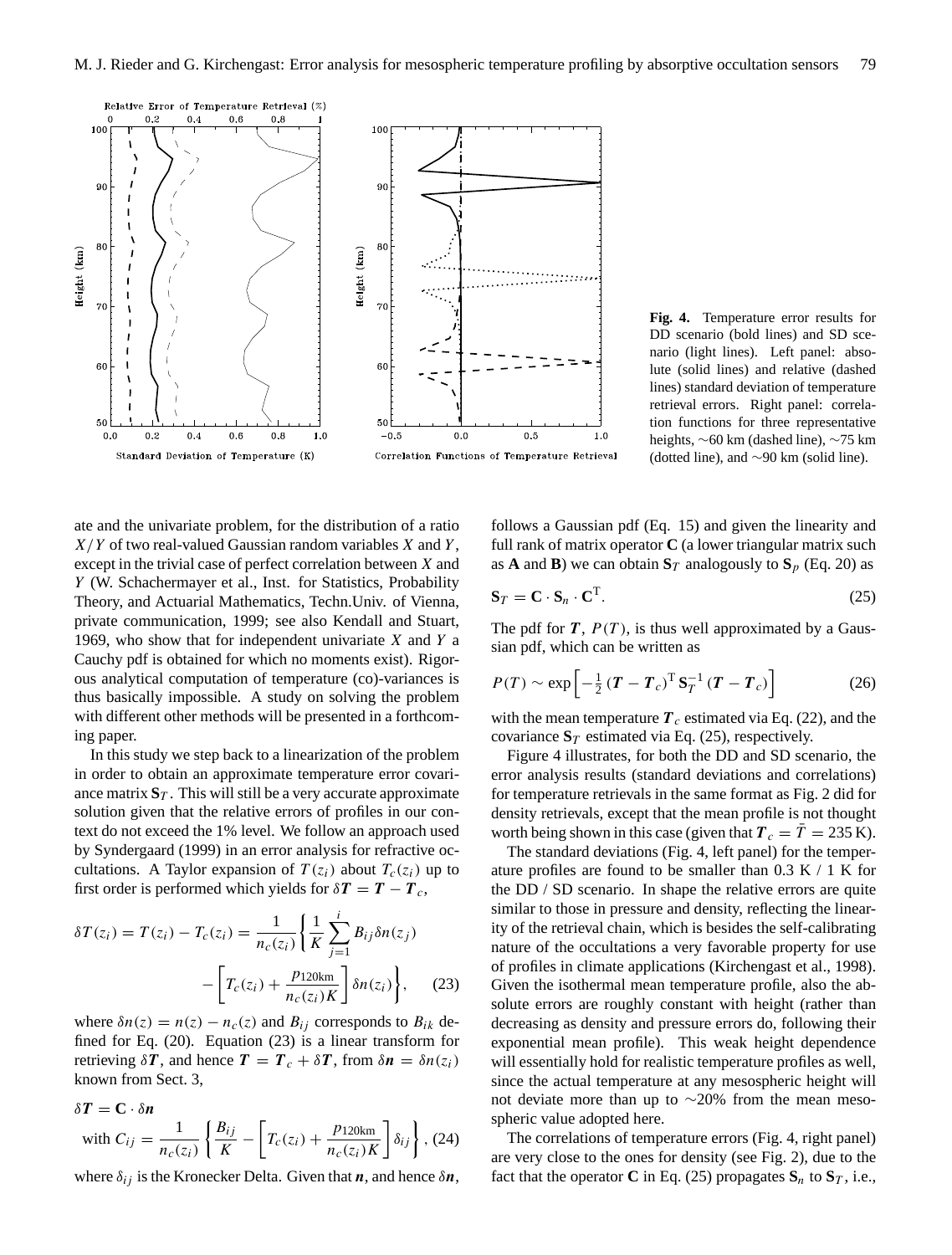**Fig. 4.** Temperature error results for DD scenario (bold lines) and SD scenario (light lines). Left panel: absolute (solid lines) and relative (dashed lines) standard deviation of temperature retrieval errors. Right panel: correlation functions for three representative heights, ∼60 km (dashed line), ∼75 km (dotted line), and ∼90 km (solid line).

ate and the univariate problem, for the distribution of a ratio $X/Y$ of two real-valued Gaussian random variables $X$ and $Y$, except in the trivial case of perfect correlation between $X$ and $Y$ (W. Schachermayer et al., Inst. for Statistics, Probability Theory, and Actuarial Mathematics, Techn.Univ. of Vienna, private communication, 1999; see also Kendall and Stuart, 1969, who show that for independent univariate $X$ and $Y$ a Cauchy pdf is obtained for which no moments exist). Rigorous analytical computation of temperature (co)-variances is thus basically impossible. A study on solving the problem with different other methods will be presented in a forthcoming paper.

In this study we step back to a linearization of the problem in order to obtain an approximate temperature error covariance matrix $\mathbf{S}_T$. This will still be a very accurate approximate solution given that the relative errors of profiles in our context do not exceed the 1% level. We follow an approach used by Syndergaard (1999) in an error analysis for refractive occultations. A Taylor expansion of $T(z_i)$ about $T_c(z_i)$ up to first order is performed which yields for $\delta\boldsymbol{T} = \boldsymbol{T} - \boldsymbol{T}_c$,

$$\delta T(z_i) = T(z_i) - T_c(z_i) = \frac{1}{n_c(z_i)} \left\{ \frac{1}{K} \sum_{j=1}^{i} B_{ij} \delta n(z_j) - \left[ T_c(z_i) + \frac{p_{120\text{km}}}{n_c(z_i) K} \right] \delta n(z_i) \right\}, \quad (23)$$

where $\delta n(z) = n(z) - n_c(z)$ and $B_{ij}$ corresponds to $B_{ik}$ defined for Eq. (20). Equation (23) is a linear transform for retrieving $\delta\boldsymbol{T}$, and hence $\boldsymbol{T} = \boldsymbol{T}_c + \delta\boldsymbol{T}$, from $\delta\boldsymbol{n} = \delta n(z_i)$ known from Sect. 3,

$$\delta\boldsymbol{T} = \mathbf{C} \cdot \delta\boldsymbol{n}$$

$$\text{with } C_{ij} = \frac{1}{n_c(z_i)} \left\{ \frac{B_{ij}}{K} - \left[ T_c(z_i) + \frac{p_{120\text{km}}}{n_c(z_i) K} \right] \delta_{ij} \right\}, \quad (24)$$

where $\delta_{ij}$ is the Kronecker Delta. Given that $\boldsymbol{n}$, and hence $\delta\boldsymbol{n}$, follows a Gaussian pdf (Eq. 15) and given the linearity and full rank of matrix operator $\mathbf{C}$ (a lower triangular matrix such as $\mathbf{A}$ and $\mathbf{B}$) we can obtain $\mathbf{S}_T$ analogously to $\mathbf{S}_p$ (Eq. 20) as

$$\mathbf{S}_T = \mathbf{C} \cdot \mathbf{S}_n \cdot \mathbf{C}^{\mathrm{T}}. \quad (25)$$

The pdf for $\boldsymbol{T}$, $P(T)$, is thus well approximated by a Gaussian pdf, which can be written as

$$P(T) \sim \exp\left[ -\tfrac{1}{2} (\boldsymbol{T} - \boldsymbol{T}_c)^{\mathrm{T}} \mathbf{S}_T^{-1} (\boldsymbol{T} - \boldsymbol{T}_c) \right] \quad (26)$$

with the mean temperature $\boldsymbol{T}_c$ estimated via Eq. (22), and the covariance $\mathbf{S}_T$ estimated via Eq. (25), respectively.

Figure 4 illustrates, for both the DD and SD scenario, the error analysis results (standard deviations and correlations) for temperature retrievals in the same format as Fig. 2 did for density retrievals, except that the mean profile is not thought worth being shown in this case (given that $\boldsymbol{T}_c = \bar{T} = 235$ K).

The standard deviations (Fig. 4, left panel) for the temperature profiles are found to be smaller than 0.3 K / 1 K for the DD / SD scenario. In shape the relative errors are quite similar to those in pressure and density, reflecting the linearity of the retrieval chain, which is besides the self-calibrating nature of the occultations a very favorable property for use of profiles in climate applications (Kirchengast et al., 1998). Given the isothermal mean temperature profile, also the absolute errors are roughly constant with height (rather than decreasing as density and pressure errors do, following their exponential mean profile). This weak height dependence will essentially hold for realistic temperature profiles as well, since the actual temperature at any mesospheric height will not deviate more than up to ∼20% from the mean mesospheric value adopted here.

The correlations of temperature errors (Fig. 4, right panel) are very close to the ones for density (see Fig. 2), due to the fact that the operator $\mathbf{C}$ in Eq. (25) propagates $\mathbf{S}_n$ to $\mathbf{S}_T$, i.e.,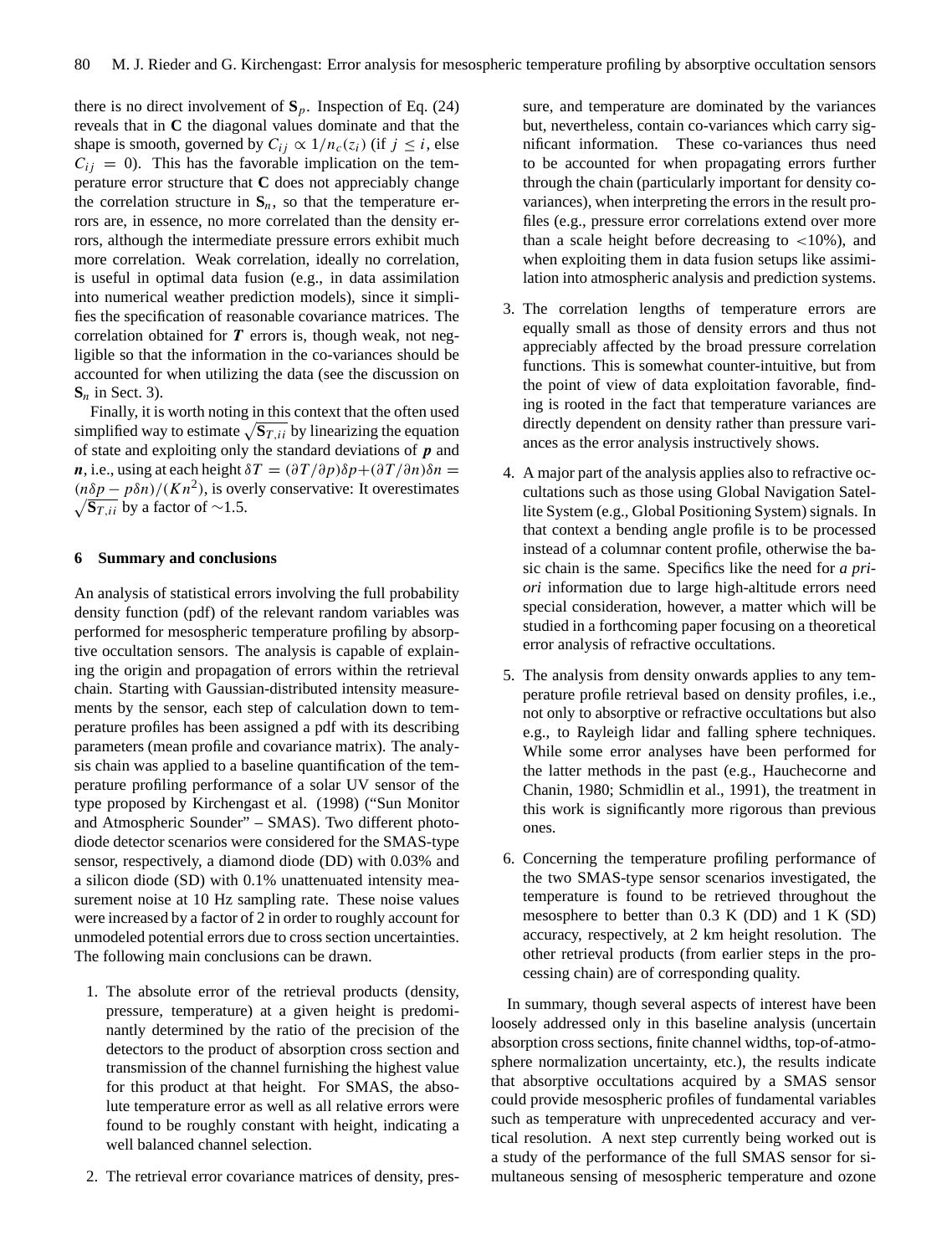there is no direct involvement of $\mathbf{S}_p$. Inspection of Eq. (24) reveals that in $\mathbf{C}$ the diagonal values dominate and that the shape is smooth, governed by $C_{ij} \propto 1/n_c(z_i)$ (if $j \leq i$, else $C_{ij} = 0$). This has the favorable implication on the temperature error structure that $\mathbf{C}$ does not appreciably change the correlation structure in $\mathbf{S}_n$, so that the temperature errors are, in essence, no more correlated than the density errors, although the intermediate pressure errors exhibit much more correlation. Weak correlation, ideally no correlation, is useful in optimal data fusion (e.g., in data assimilation into numerical weather prediction models), since it simplifies the specification of reasonable covariance matrices. The correlation obtained for $\boldsymbol{T}$ errors is, though weak, not negligible so that the information in the co-variances should be accounted for when utilizing the data (see the discussion on $\mathbf{S}_n$ in Sect. 3).

Finally, it is worth noting in this context that the often used simplified way to estimate $\sqrt{\mathbf{S}_{T,ii}}$ by linearizing the equation of state and exploiting only the standard deviations of $\boldsymbol{p}$ and $\boldsymbol{n}$, i.e., using at each height $\delta T = (\partial T/\partial p)\delta p + (\partial T/\partial n)\delta n = (n\delta p - p\delta n)/(Kn^2)$, is overly conservative: It overestimates $\sqrt{\mathbf{S}_{T,ii}}$ by a factor of $\sim$1.5.

## 6 Summary and conclusions

An analysis of statistical errors involving the full probability density function (pdf) of the relevant random variables was performed for mesospheric temperature profiling by absorptive occultation sensors. The analysis is capable of explaining the origin and propagation of errors within the retrieval chain. Starting with Gaussian-distributed intensity measurements by the sensor, each step of calculation down to temperature profiles has been assigned a pdf with its describing parameters (mean profile and covariance matrix). The analysis chain was applied to a baseline quantification of the temperature profiling performance of a solar UV sensor of the type proposed by Kirchengast et al. (1998) ("Sun Monitor and Atmospheric Sounder" – SMAS). Two different photodiode detector scenarios were considered for the SMAS-type sensor, respectively, a diamond diode (DD) with 0.03% and a silicon diode (SD) with 0.1% unattenuated intensity measurement noise at 10 Hz sampling rate. These noise values were increased by a factor of 2 in order to roughly account for unmodeled potential errors due to cross section uncertainties. The following main conclusions can be drawn.

1. The absolute error of the retrieval products (density, pressure, temperature) at a given height is predominantly determined by the ratio of the precision of the detectors to the product of absorption cross section and transmission of the channel furnishing the highest value for this product at that height. For SMAS, the absolute temperature error as well as all relative errors were found to be roughly constant with height, indicating a well balanced channel selection.

2. The retrieval error covariance matrices of density, pressure, and temperature are dominated by the variances but, nevertheless, contain co-variances which carry significant information. These co-variances thus need to be accounted for when propagating errors further through the chain (particularly important for density co-variances), when interpreting the errors in the result profiles (e.g., pressure error correlations extend over more than a scale height before decreasing to $<$10%), and when exploiting them in data fusion setups like assimilation into atmospheric analysis and prediction systems.

3. The correlation lengths of temperature errors are equally small as those of density errors and thus not appreciably affected by the broad pressure correlation functions. This is somewhat counter-intuitive, but from the point of view of data exploitation favorable, finding is rooted in the fact that temperature variances are directly dependent on density rather than pressure variances as the error analysis instructively shows.

4. A major part of the analysis applies also to refractive occultations such as those using Global Navigation Satellite System (e.g., Global Positioning System) signals. In that context a bending angle profile is to be processed instead of a columnar content profile, otherwise the basic chain is the same. Specifics like the need for *a priori* information due to large high-altitude errors need special consideration, however, a matter which will be studied in a forthcoming paper focusing on a theoretical error analysis of refractive occultations.

5. The analysis from density onwards applies to any temperature profile retrieval based on density profiles, i.e., not only to absorptive or refractive occultations but also e.g., to Rayleigh lidar and falling sphere techniques. While some error analyses have been performed for the latter methods in the past (e.g., Hauchecorne and Chanin, 1980; Schmidlin et al., 1991), the treatment in this work is significantly more rigorous than previous ones.

6. Concerning the temperature profiling performance of the two SMAS-type sensor scenarios investigated, the temperature is found to be retrieved throughout the mesosphere to better than 0.3 K (DD) and 1 K (SD) accuracy, respectively, at 2 km height resolution. The other retrieval products (from earlier steps in the processing chain) are of corresponding quality.

In summary, though several aspects of interest have been loosely addressed only in this baseline analysis (uncertain absorption cross sections, finite channel widths, top-of-atmosphere normalization uncertainty, etc.), the results indicate that absorptive occultations acquired by a SMAS sensor could provide mesospheric profiles of fundamental variables such as temperature with unprecedented accuracy and vertical resolution. A next step currently being worked out is a study of the performance of the full SMAS sensor for simultaneous sensing of mesospheric temperature and ozone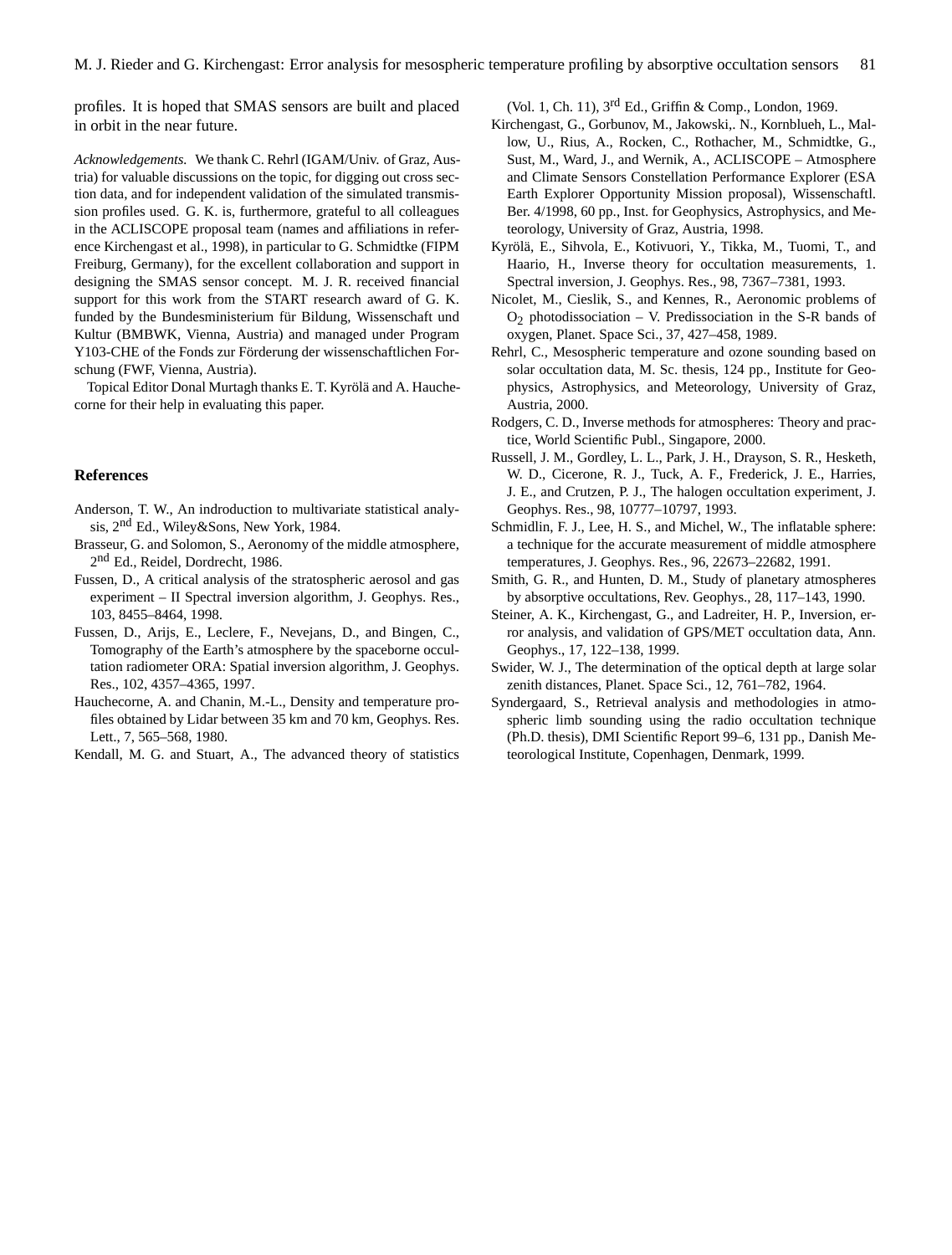profiles. It is hoped that SMAS sensors are built and placed in orbit in the near future.

*Acknowledgements.* We thank C. Rehrl (IGAM/Univ. of Graz, Austria) for valuable discussions on the topic, for digging out cross section data, and for independent validation of the simulated transmission profiles used. G. K. is, furthermore, grateful to all colleagues in the ACLISCOPE proposal team (names and affiliations in reference Kirchengast et al., 1998), in particular to G. Schmidtke (FIPM Freiburg, Germany), for the excellent collaboration and support in designing the SMAS sensor concept. M. J. R. received financial support for this work from the START research award of G. K. funded by the Bundesministerium für Bildung, Wissenschaft und Kultur (BMBWK, Vienna, Austria) and managed under Program Y103-CHE of the Fonds zur Förderung der wissenschaftlichen Forschung (FWF, Vienna, Austria).

Topical Editor Donal Murtagh thanks E. T. Kyrölä and A. Hauchecorne for their help in evaluating this paper.

## References

Anderson, T. W., An indroduction to multivariate statistical analysis, 2nd Ed., Wiley&Sons, New York, 1984.

Brasseur, G. and Solomon, S., Aeronomy of the middle atmosphere, 2nd Ed., Reidel, Dordrecht, 1986.

Fussen, D., A critical analysis of the stratospheric aerosol and gas experiment – II Spectral inversion algorithm, J. Geophys. Res., 103, 8455–8464, 1998.

Fussen, D., Arijs, E., Leclere, F., Nevejans, D., and Bingen, C., Tomography of the Earth's atmosphere by the spaceborne occultation radiometer ORA: Spatial inversion algorithm, J. Geophys. Res., 102, 4357–4365, 1997.

Hauchecorne, A. and Chanin, M.-L., Density and temperature profiles obtained by Lidar between 35 km and 70 km, Geophys. Res. Lett., 7, 565–568, 1980.

Kendall, M. G. and Stuart, A., The advanced theory of statistics (Vol. 1, Ch. 11), 3rd Ed., Griffin & Comp., London, 1969.

Kirchengast, G., Gorbunov, M., Jakowski,. N., Kornblueh, L., Mallow, U., Rius, A., Rocken, C., Rothacher, M., Schmidtke, G., Sust, M., Ward, J., and Wernik, A., ACLISCOPE – Atmosphere and Climate Sensors Constellation Performance Explorer (ESA Earth Explorer Opportunity Mission proposal), Wissenschaftl. Ber. 4/1998, 60 pp., Inst. for Geophysics, Astrophysics, and Meteorology, University of Graz, Austria, 1998.

Kyrölä, E., Sihvola, E., Kotivuori, Y., Tikka, M., Tuomi, T., and Haario, H., Inverse theory for occultation measurements, 1. Spectral inversion, J. Geophys. Res., 98, 7367–7381, 1993.

Nicolet, M., Cieslik, S., and Kennes, R., Aeronomic problems of $O_2$ photodissociation – V. Predissociation in the S-R bands of oxygen, Planet. Space Sci., 37, 427–458, 1989.

Rehrl, C., Mesospheric temperature and ozone sounding based on solar occultation data, M. Sc. thesis, 124 pp., Institute for Geophysics, Astrophysics, and Meteorology, University of Graz, Austria, 2000.

Rodgers, C. D., Inverse methods for atmospheres: Theory and practice, World Scientific Publ., Singapore, 2000.

Russell, J. M., Gordley, L. L., Park, J. H., Drayson, S. R., Hesketh, W. D., Cicerone, R. J., Tuck, A. F., Frederick, J. E., Harries, J. E., and Crutzen, P. J., The halogen occultation experiment, J. Geophys. Res., 98, 10777–10797, 1993.

Schmidlin, F. J., Lee, H. S., and Michel, W., The inflatable sphere: a technique for the accurate measurement of middle atmosphere temperatures, J. Geophys. Res., 96, 22673–22682, 1991.

Smith, G. R., and Hunten, D. M., Study of planetary atmospheres by absorptive occultations, Rev. Geophys., 28, 117–143, 1990.

Steiner, A. K., Kirchengast, G., and Ladreiter, H. P., Inversion, error analysis, and validation of GPS/MET occultation data, Ann. Geophys., 17, 122–138, 1999.

Swider, W. J., The determination of the optical depth at large solar zenith distances, Planet. Space Sci., 12, 761–782, 1964.

Syndergaard, S., Retrieval analysis and methodologies in atmospheric limb sounding using the radio occultation technique (Ph.D. thesis), DMI Scientific Report 99–6, 131 pp., Danish Meteorological Institute, Copenhagen, Denmark, 1999.